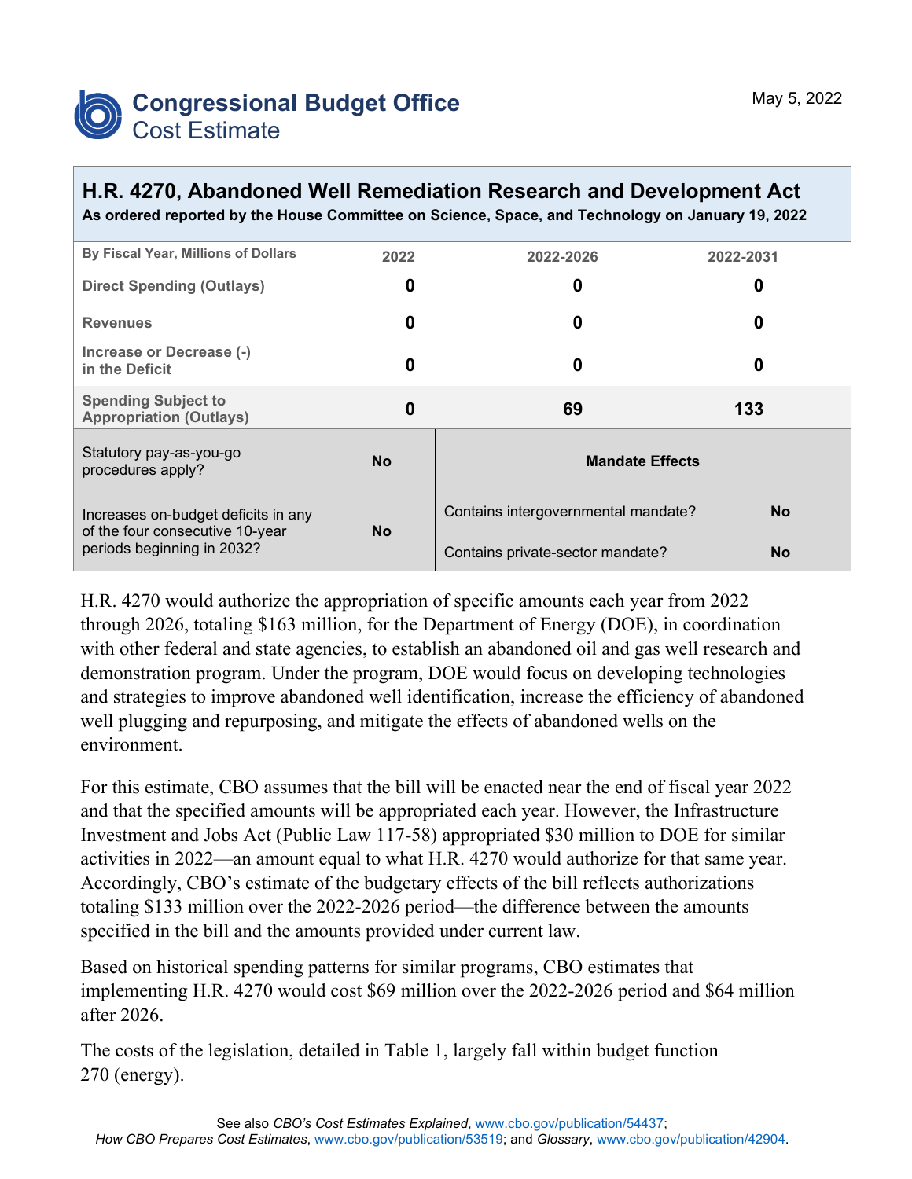# Congressional Budget Office
## Cost Estimate

May 5, 2022

## H.R. 4270, Abandoned Well Remediation Research and Development Act

**As ordered reported by the House Committee on Science, Space, and Technology on January 19, 2022**

| By Fiscal Year, Millions of Dollars | 2022 | 2022-2026 | 2022-2031 |
|---|---|---|---|
| Direct Spending (Outlays) | 0 | 0 | 0 |
| Revenues | 0 | 0 | 0 |
| Increase or Decrease (-) in the Deficit | 0 | 0 | 0 |
| Spending Subject to Appropriation (Outlays) | 0 | 69 | 133 |

| | | Mandate Effects | |
|---|---|---|---|
| Statutory pay-as-you-go procedures apply? | No | Contains intergovernmental mandate? | No |
| Increases on-budget deficits in any of the four consecutive 10-year periods beginning in 2032? | No | Contains private-sector mandate? | No |

H.R. 4270 would authorize the appropriation of specific amounts each year from 2022 through 2026, totaling $163 million, for the Department of Energy (DOE), in coordination with other federal and state agencies, to establish an abandoned oil and gas well research and demonstration program. Under the program, DOE would focus on developing technologies and strategies to improve abandoned well identification, increase the efficiency of abandoned well plugging and repurposing, and mitigate the effects of abandoned wells on the environment.

For this estimate, CBO assumes that the bill will be enacted near the end of fiscal year 2022 and that the specified amounts will be appropriated each year. However, the Infrastructure Investment and Jobs Act (Public Law 117-58) appropriated $30 million to DOE for similar activities in 2022—an amount equal to what H.R. 4270 would authorize for that same year. Accordingly, CBO's estimate of the budgetary effects of the bill reflects authorizations totaling $133 million over the 2022-2026 period—the difference between the amounts specified in the bill and the amounts provided under current law.

Based on historical spending patterns for similar programs, CBO estimates that implementing H.R. 4270 would cost $69 million over the 2022-2026 period and $64 million after 2026.

The costs of the legislation, detailed in Table 1, largely fall within budget function 270 (energy).

See also *CBO's Cost Estimates Explained*, www.cbo.gov/publication/54437; *How CBO Prepares Cost Estimates*, www.cbo.gov/publication/53519; and *Glossary*, www.cbo.gov/publication/42904.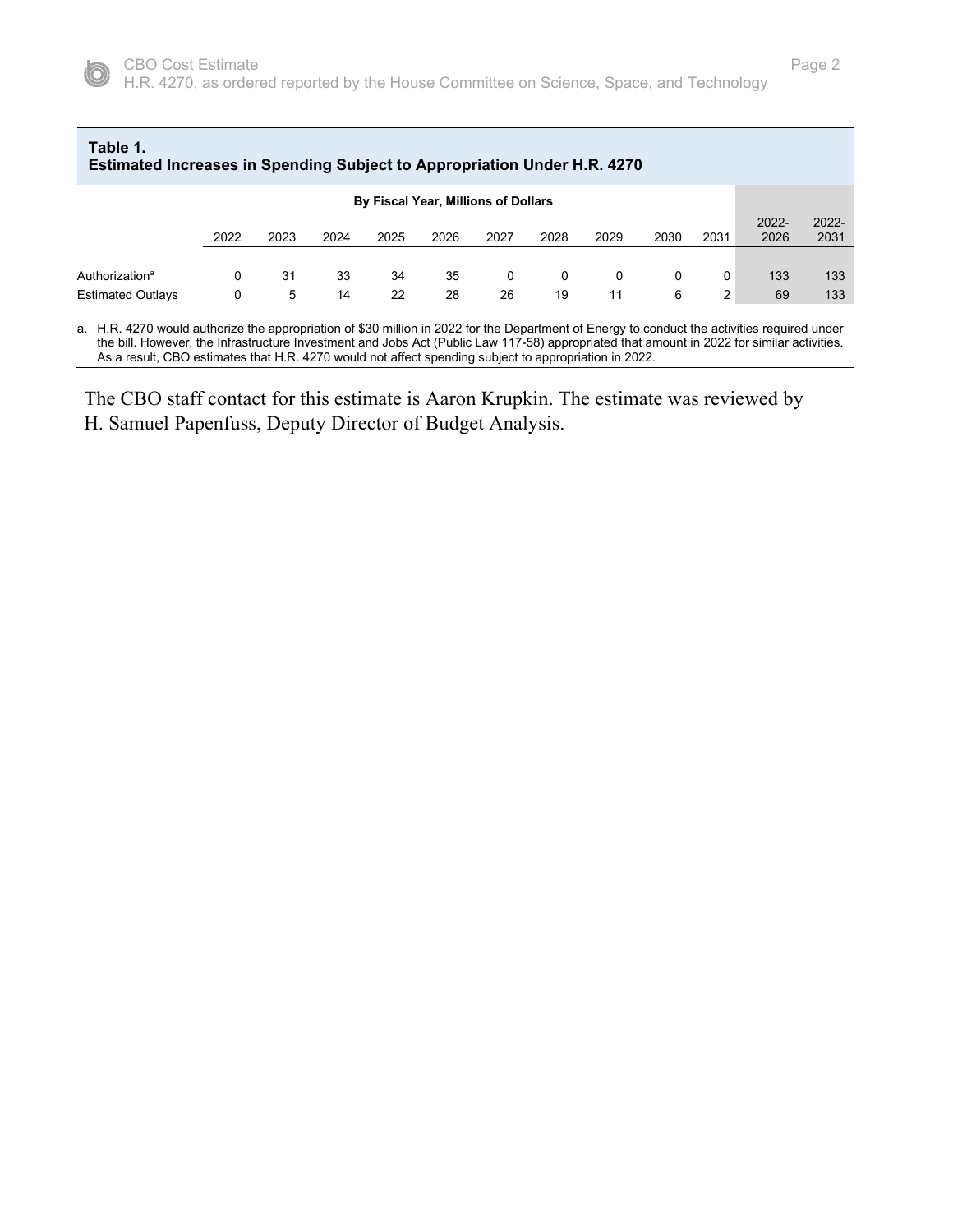**Table 1.**
**Estimated Increases in Spending Subject to Appropriation Under H.R. 4270**

| | By Fiscal Year, Millions of Dollars | | | | | | | | | | | |
|---|---|---|---|---|---|---|---|---|---|---|---|---|
| | 2022 | 2023 | 2024 | 2025 | 2026 | 2027 | 2028 | 2029 | 2030 | 2031 | 2022-2026 | 2022-2031 |
| Authorization[a] | 0 | 31 | 33 | 34 | 35 | 0 | 0 | 0 | 0 | 0 | 133 | 133 |
| Estimated Outlays | 0 | 5 | 14 | 22 | 28 | 26 | 19 | 11 | 6 | 2 | 69 | 133 |

a. H.R. 4270 would authorize the appropriation of $30 million in 2022 for the Department of Energy to conduct the activities required under the bill. However, the Infrastructure Investment and Jobs Act (Public Law 117-58) appropriated that amount in 2022 for similar activities. As a result, CBO estimates that H.R. 4270 would not affect spending subject to appropriation in 2022.

The CBO staff contact for this estimate is Aaron Krupkin. The estimate was reviewed by H. Samuel Papenfuss, Deputy Director of Budget Analysis.